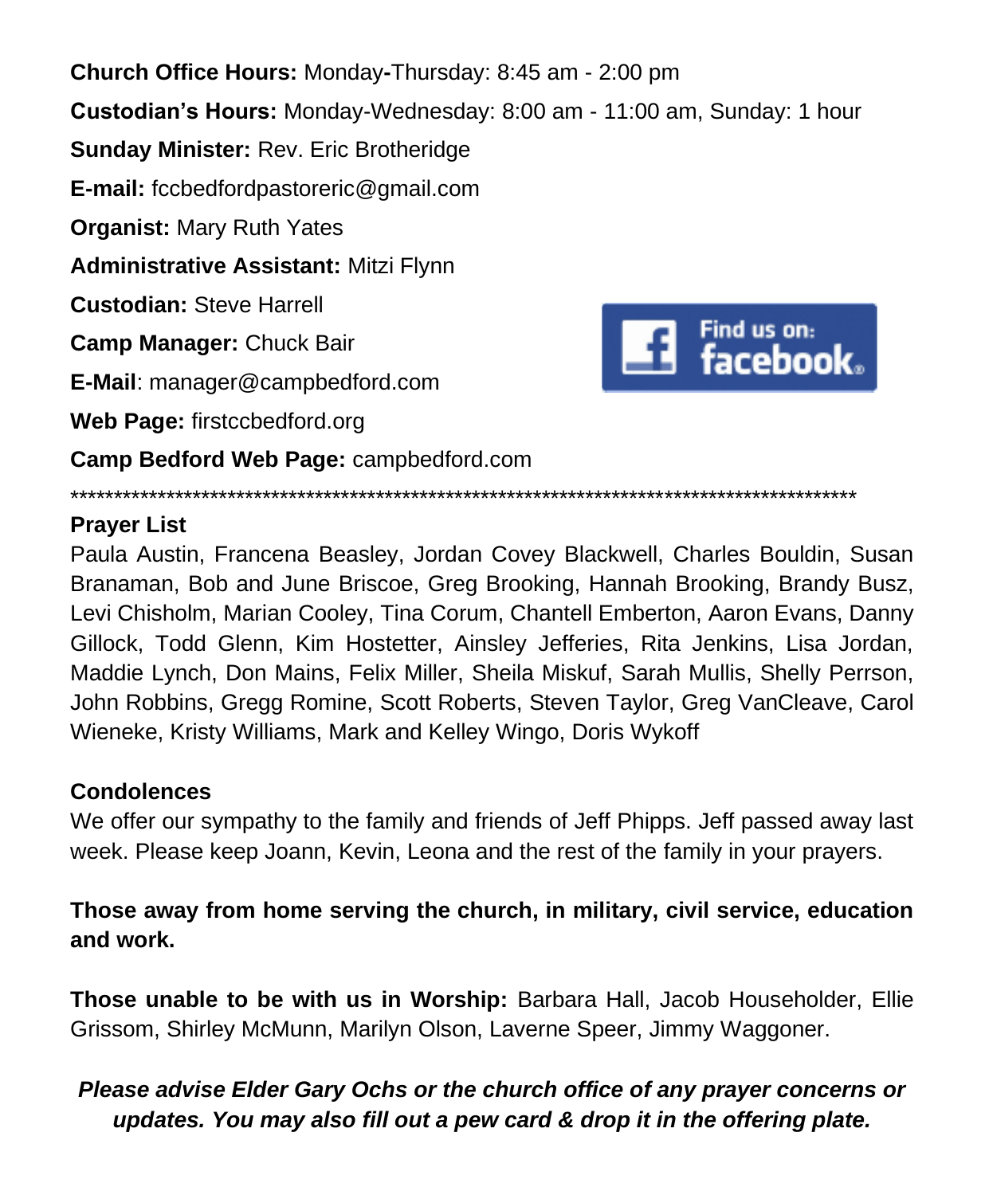**Church Office Hours:** Monday-Thursday: 8:45 am - 2:00 pm

**Custodian's Hours:** Monday-Wednesday: 8:00 am - 11:00 am, Sunday: 1 hour

**Sunday Minister:** Rev. Eric Brotheridge

**E-mail:** fccbedfordpastoreric@gmail.com

**Organist:** Mary Ruth Yates

**Administrative Assistant:** Mitzi Flynn

**Custodian:** Steve Harrell

**Camp Manager:** Chuck Bair

**E-Mail**: manager@campbedford.com

**Web Page:** firstccbedford.org

**Camp Bedford Web Page:** campbedford.com

Find us on: facebook.

*********************************************************************************************

**Prayer List**

Paula Austin, Francena Beasley, Jordan Covey Blackwell, Charles Bouldin, Susan Branaman, Bob and June Briscoe, Greg Brooking, Hannah Brooking, Brandy Busz, Levi Chisholm, Marian Cooley, Tina Corum, Chantell Emberton, Aaron Evans, Danny Gillock, Todd Glenn, Kim Hostetter, Ainsley Jefferies, Rita Jenkins, Lisa Jordan, Maddie Lynch, Don Mains, Felix Miller, Sheila Miskuf, Sarah Mullis, Shelly Perrson, John Robbins, Gregg Romine, Scott Roberts, Steven Taylor, Greg VanCleave, Carol Wieneke, Kristy Williams, Mark and Kelley Wingo, Doris Wykoff

**Condolences**

We offer our sympathy to the family and friends of Jeff Phipps. Jeff passed away last week. Please keep Joann, Kevin, Leona and the rest of the family in your prayers.

**Those away from home serving the church, in military, civil service, education and work.**

**Those unable to be with us in Worship:** Barbara Hall, Jacob Householder, Ellie Grissom, Shirley McMunn, Marilyn Olson, Laverne Speer, Jimmy Waggoner.

***Please advise Elder Gary Ochs or the church office of any prayer concerns or updates. You may also fill out a pew card & drop it in the offering plate.***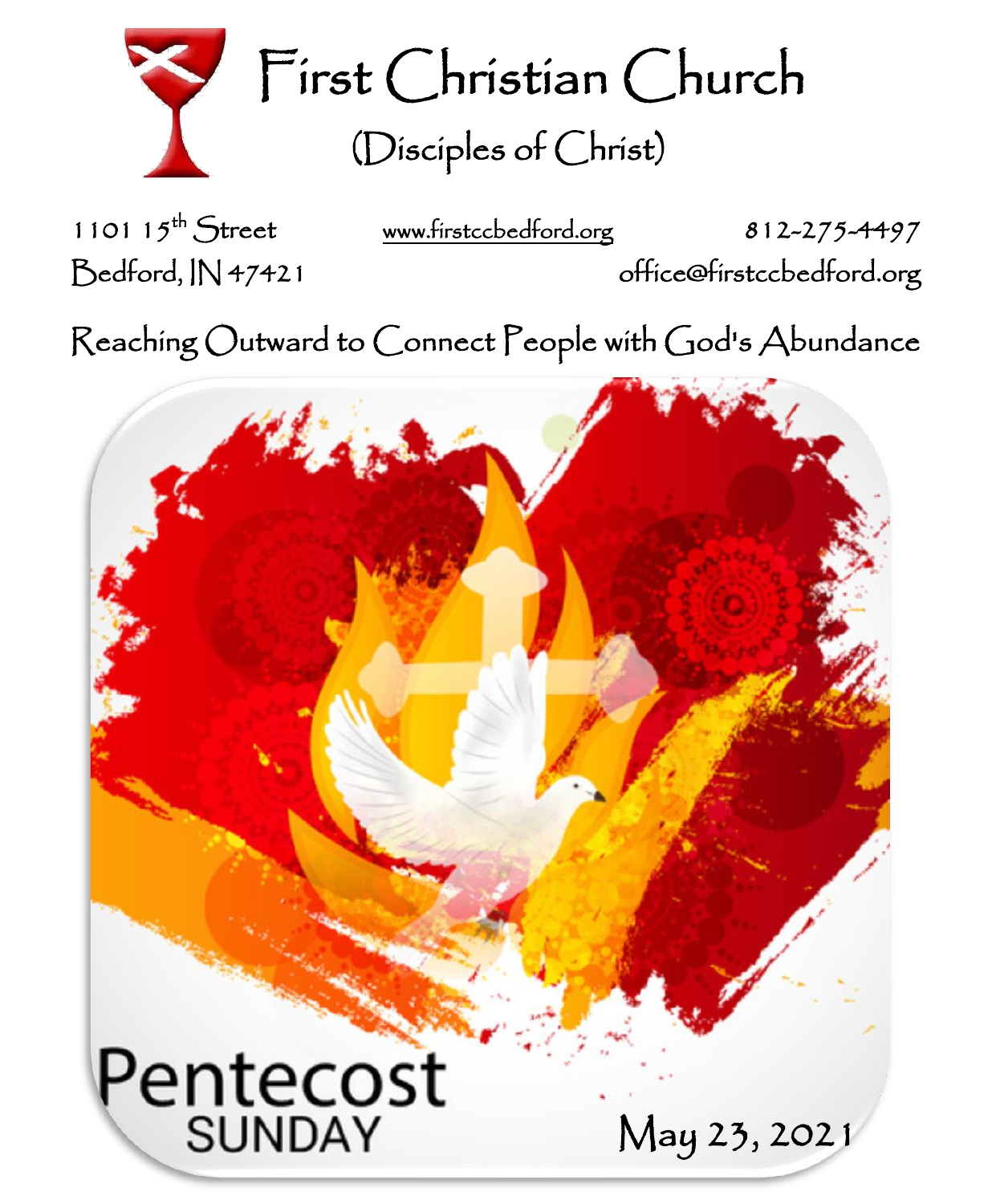# First Christian Church

## (Disciples of Christ)

1101 15th Street
Bedford, IN 47421

www.firstccbedford.org

812-275-4497
office@firstccbedford.org

Reaching Outward to Connect People with God's Abundance

Pentecost
SUNDAY

May 23, 2021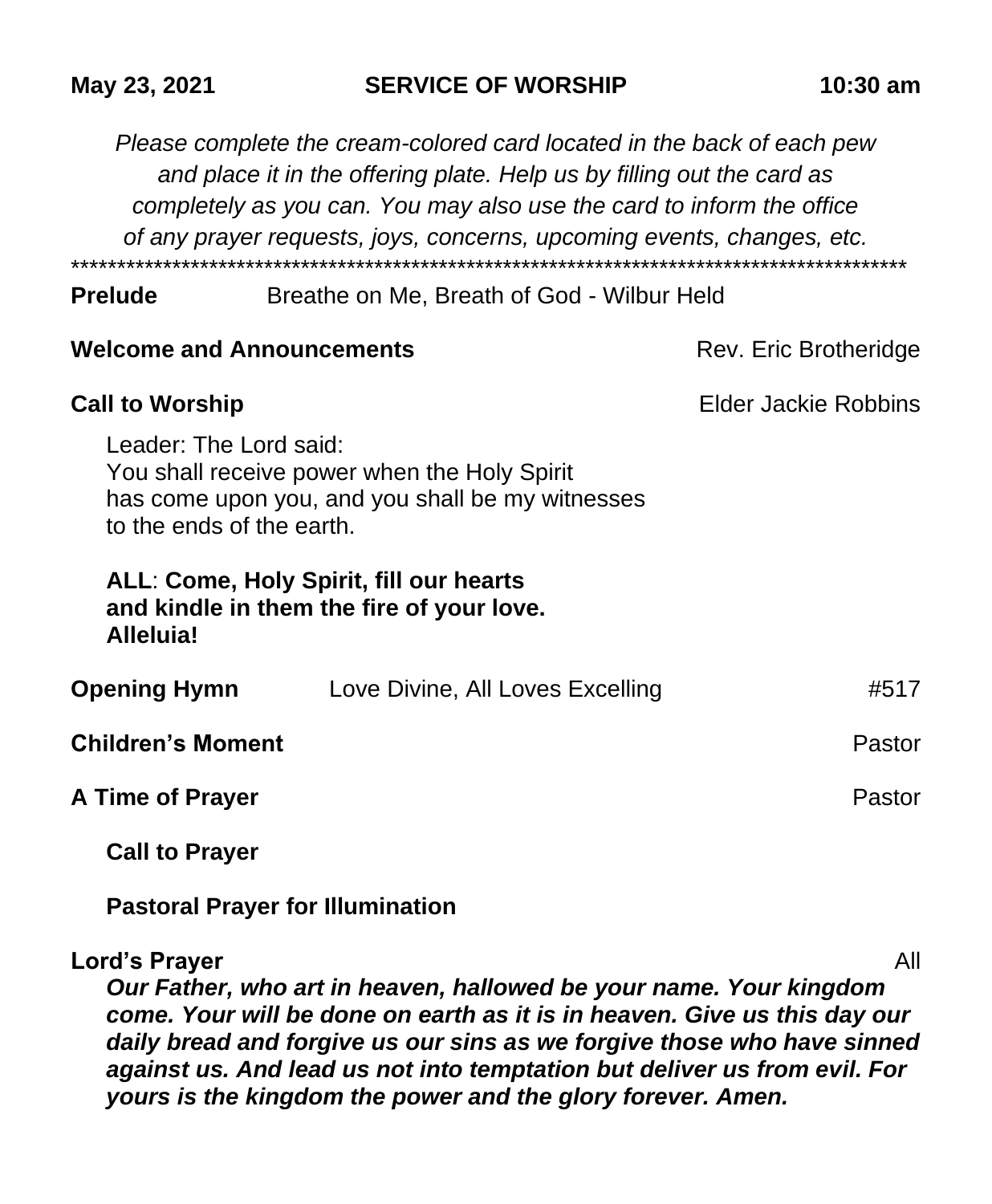**May 23, 2021** **SERVICE OF WORSHIP** **10:30 am**

*Please complete the cream-colored card located in the back of each pew and place it in the offering plate. Help us by filling out the card as completely as you can. You may also use the card to inform the office of any prayer requests, joys, concerns, upcoming events, changes, etc.*

*****************************************************************************************

**Prelude** Breathe on Me, Breath of God - Wilbur Held

**Welcome and Announcements** Rev. Eric Brotheridge

**Call to Worship** Elder Jackie Robbins

Leader: The Lord said:
You shall receive power when the Holy Spirit
has come upon you, and you shall be my witnesses
to the ends of the earth.

**ALL**: **Come, Holy Spirit, fill our hearts
and kindle in them the fire of your love.
Alleluia!**

**Opening Hymn** Love Divine, All Loves Excelling #517

**Children's Moment** Pastor

**A Time of Prayer** Pastor

**Call to Prayer**

**Pastoral Prayer for Illumination**

**Lord's Prayer** All

***Our Father, who art in heaven, hallowed be your name. Your kingdom come. Your will be done on earth as it is in heaven. Give us this day our daily bread and forgive us our sins as we forgive those who have sinned against us. And lead us not into temptation but deliver us from evil. For yours is the kingdom the power and the glory forever. Amen.***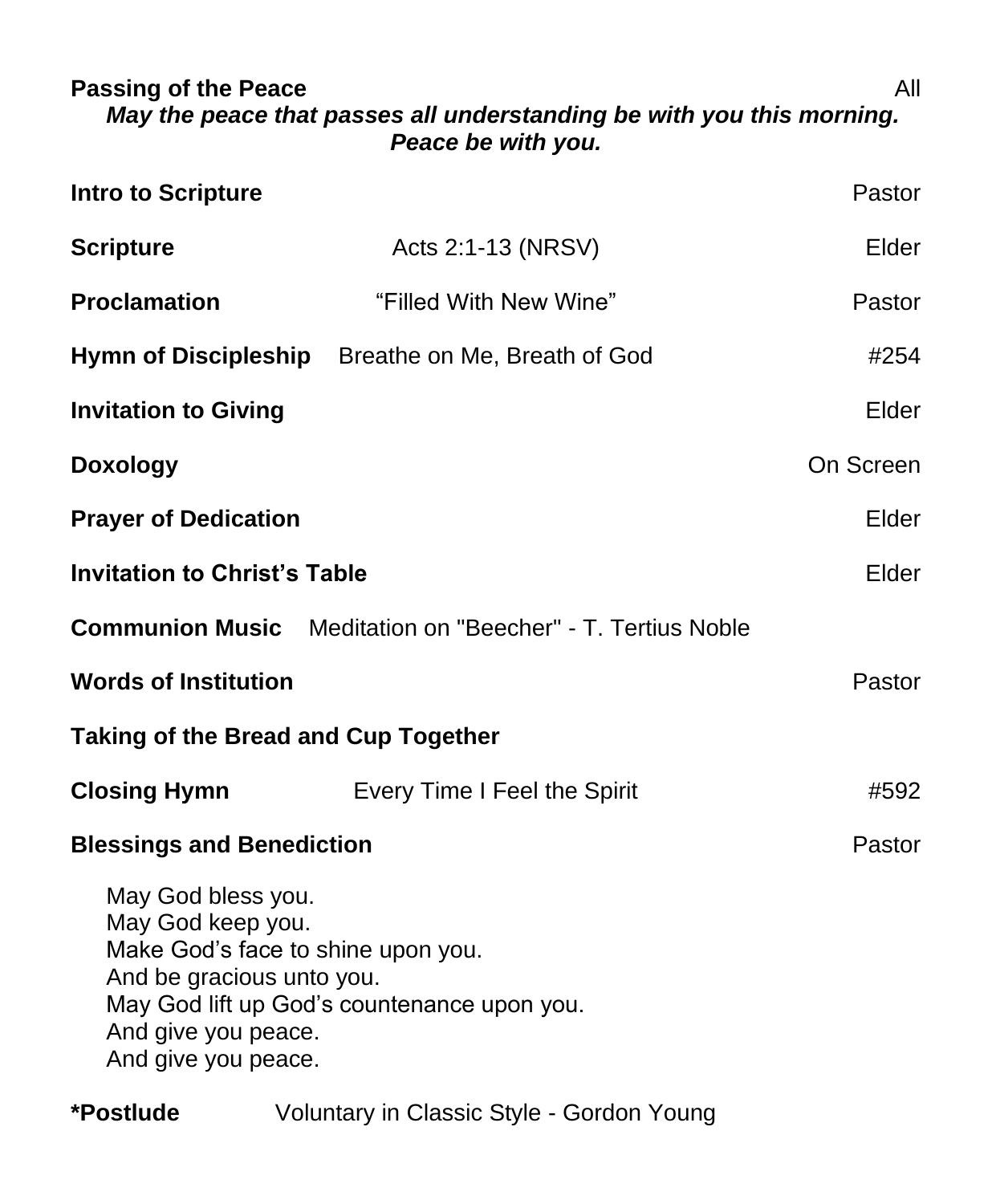**Passing of the Peace** All

***May the peace that passes all understanding be with you this morning. Peace be with you.***

**Intro to Scripture** Pastor

**Scripture** Acts 2:1-13 (NRSV) Elder

**Proclamation** “Filled With New Wine” Pastor

**Hymn of Discipleship** Breathe on Me, Breath of God #254

**Invitation to Giving** Elder

**Doxology** On Screen

**Prayer of Dedication** Elder

**Invitation to Christ’s Table** Elder

**Communion Music** Meditation on "Beecher" - T. Tertius Noble

**Words of Institution** Pastor

**Taking of the Bread and Cup Together**

**Closing Hymn** Every Time I Feel the Spirit #592

**Blessings and Benediction** Pastor

May God bless you.
May God keep you.
Make God’s face to shine upon you.
And be gracious unto you.
May God lift up God’s countenance upon you.
And give you peace.
And give you peace.

***Postlude** Voluntary in Classic Style - Gordon Young